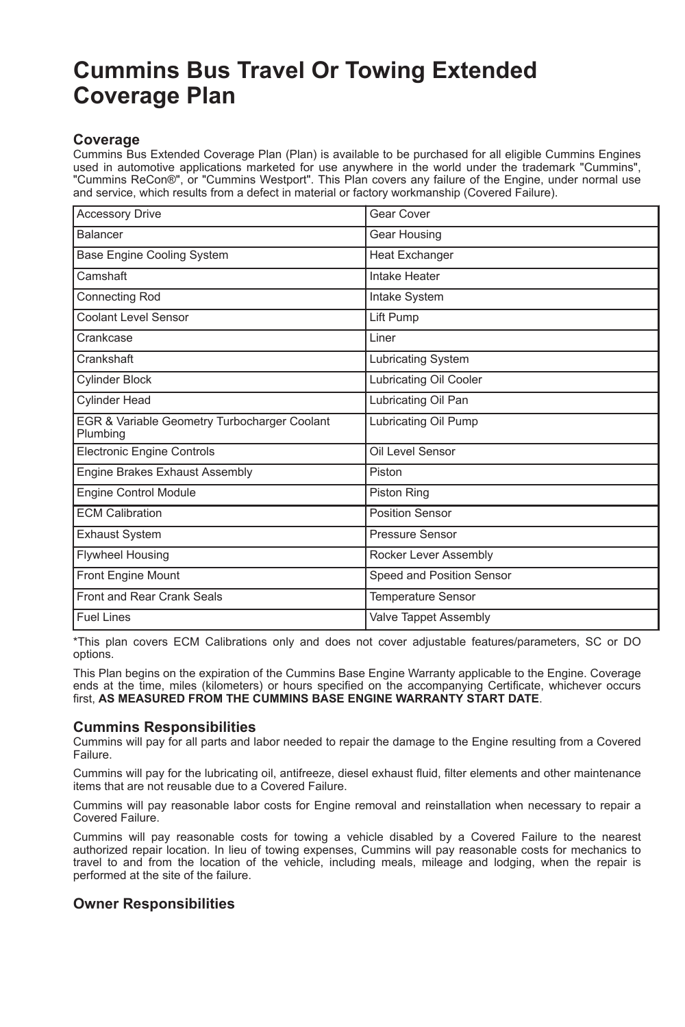# Cummins Bus Travel Or Towing Extended Coverage Plan

## Coverage

Cummins Bus Extended Coverage Plan (Plan) is available to be purchased for all eligible Cummins Engines used in automotive applications marketed for use anywhere in the world under the trademark "Cummins", "Cummins ReCon®", or "Cummins Westport". This Plan covers any failure of the Engine, under normal use and service, which results from a defect in material or factory workmanship (Covered Failure).

| | |
|---|---|
| Accessory Drive | Gear Cover |
| Balancer | Gear Housing |
| Base Engine Cooling System | Heat Exchanger |
| Camshaft | Intake Heater |
| Connecting Rod | Intake System |
| Coolant Level Sensor | Lift Pump |
| Crankcase | Liner |
| Crankshaft | Lubricating System |
| Cylinder Block | Lubricating Oil Cooler |
| Cylinder Head | Lubricating Oil Pan |
| EGR & Variable Geometry Turbocharger Coolant Plumbing | Lubricating Oil Pump |
| Electronic Engine Controls | Oil Level Sensor |
| Engine Brakes Exhaust Assembly | Piston |
| Engine Control Module | Piston Ring |
| ECM Calibration | Position Sensor |
| Exhaust System | Pressure Sensor |
| Flywheel Housing | Rocker Lever Assembly |
| Front Engine Mount | Speed and Position Sensor |
| Front and Rear Crank Seals | Temperature Sensor |
| Fuel Lines | Valve Tappet Assembly |

*This plan covers ECM Calibrations only and does not cover adjustable features/parameters, SC or DO options.

This Plan begins on the expiration of the Cummins Base Engine Warranty applicable to the Engine. Coverage ends at the time, miles (kilometers) or hours specified on the accompanying Certificate, whichever occurs first, **AS MEASURED FROM THE CUMMINS BASE ENGINE WARRANTY START DATE**.

## Cummins Responsibilities

Cummins will pay for all parts and labor needed to repair the damage to the Engine resulting from a Covered Failure.

Cummins will pay for the lubricating oil, antifreeze, diesel exhaust fluid, filter elements and other maintenance items that are not reusable due to a Covered Failure.

Cummins will pay reasonable labor costs for Engine removal and reinstallation when necessary to repair a Covered Failure.

Cummins will pay reasonable costs for towing a vehicle disabled by a Covered Failure to the nearest authorized repair location. In lieu of towing expenses, Cummins will pay reasonable costs for mechanics to travel to and from the location of the vehicle, including meals, mileage and lodging, when the repair is performed at the site of the failure.

## Owner Responsibilities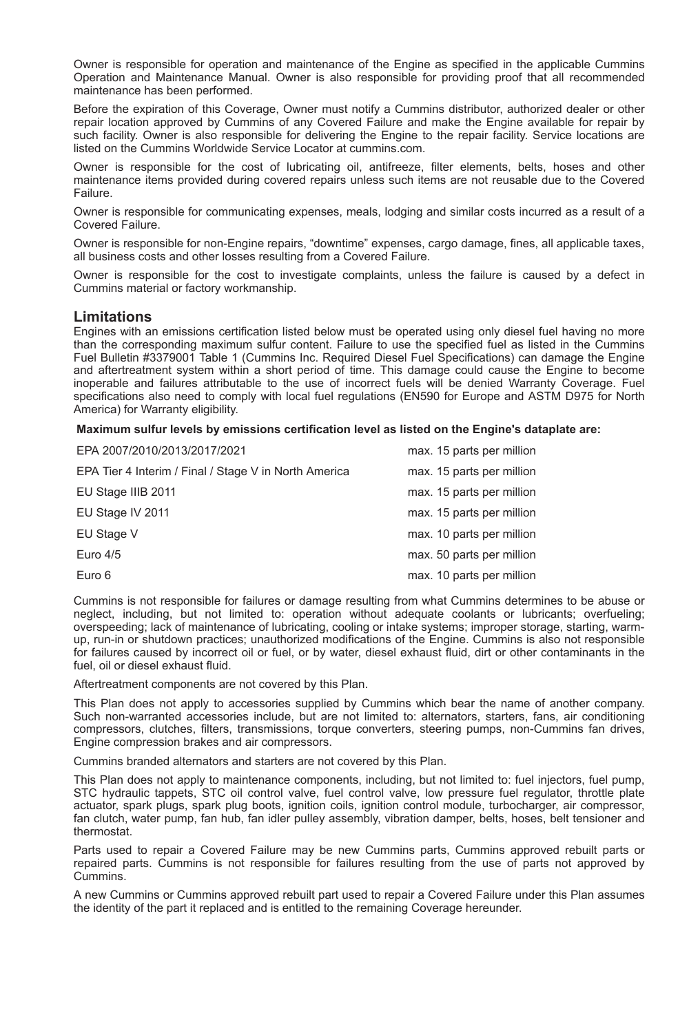Owner is responsible for operation and maintenance of the Engine as specified in the applicable Cummins Operation and Maintenance Manual. Owner is also responsible for providing proof that all recommended maintenance has been performed.

Before the expiration of this Coverage, Owner must notify a Cummins distributor, authorized dealer or other repair location approved by Cummins of any Covered Failure and make the Engine available for repair by such facility. Owner is also responsible for delivering the Engine to the repair facility. Service locations are listed on the Cummins Worldwide Service Locator at cummins.com.

Owner is responsible for the cost of lubricating oil, antifreeze, filter elements, belts, hoses and other maintenance items provided during covered repairs unless such items are not reusable due to the Covered Failure.

Owner is responsible for communicating expenses, meals, lodging and similar costs incurred as a result of a Covered Failure.

Owner is responsible for non-Engine repairs, "downtime" expenses, cargo damage, fines, all applicable taxes, all business costs and other losses resulting from a Covered Failure.

Owner is responsible for the cost to investigate complaints, unless the failure is caused by a defect in Cummins material or factory workmanship.

## Limitations

Engines with an emissions certification listed below must be operated using only diesel fuel having no more than the corresponding maximum sulfur content. Failure to use the specified fuel as listed in the Cummins Fuel Bulletin #3379001 Table 1 (Cummins Inc. Required Diesel Fuel Specifications) can damage the Engine and aftertreatment system within a short period of time. This damage could cause the Engine to become inoperable and failures attributable to the use of incorrect fuels will be denied Warranty Coverage. Fuel specifications also need to comply with local fuel regulations (EN590 for Europe and ASTM D975 for North America) for Warranty eligibility.

**Maximum sulfur levels by emissions certification level as listed on the Engine's dataplate are:**

| | |
|---|---|
| EPA 2007/2010/2013/2017/2021 | max. 15 parts per million |
| EPA Tier 4 Interim / Final / Stage V in North America | max. 15 parts per million |
| EU Stage IIIB 2011 | max. 15 parts per million |
| EU Stage IV 2011 | max. 15 parts per million |
| EU Stage V | max. 10 parts per million |
| Euro 4/5 | max. 50 parts per million |
| Euro 6 | max. 10 parts per million |

Cummins is not responsible for failures or damage resulting from what Cummins determines to be abuse or neglect, including, but not limited to: operation without adequate coolants or lubricants; overfueling; overspeeding; lack of maintenance of lubricating, cooling or intake systems; improper storage, starting, warm-up, run-in or shutdown practices; unauthorized modifications of the Engine. Cummins is also not responsible for failures caused by incorrect oil or fuel, or by water, diesel exhaust fluid, dirt or other contaminants in the fuel, oil or diesel exhaust fluid.

Aftertreatment components are not covered by this Plan.

This Plan does not apply to accessories supplied by Cummins which bear the name of another company. Such non-warranted accessories include, but are not limited to: alternators, starters, fans, air conditioning compressors, clutches, filters, transmissions, torque converters, steering pumps, non-Cummins fan drives, Engine compression brakes and air compressors.

Cummins branded alternators and starters are not covered by this Plan.

This Plan does not apply to maintenance components, including, but not limited to: fuel injectors, fuel pump, STC hydraulic tappets, STC oil control valve, fuel control valve, low pressure fuel regulator, throttle plate actuator, spark plugs, spark plug boots, ignition coils, ignition control module, turbocharger, air compressor, fan clutch, water pump, fan hub, fan idler pulley assembly, vibration damper, belts, hoses, belt tensioner and thermostat.

Parts used to repair a Covered Failure may be new Cummins parts, Cummins approved rebuilt parts or repaired parts. Cummins is not responsible for failures resulting from the use of parts not approved by Cummins.

A new Cummins or Cummins approved rebuilt part used to repair a Covered Failure under this Plan assumes the identity of the part it replaced and is entitled to the remaining Coverage hereunder.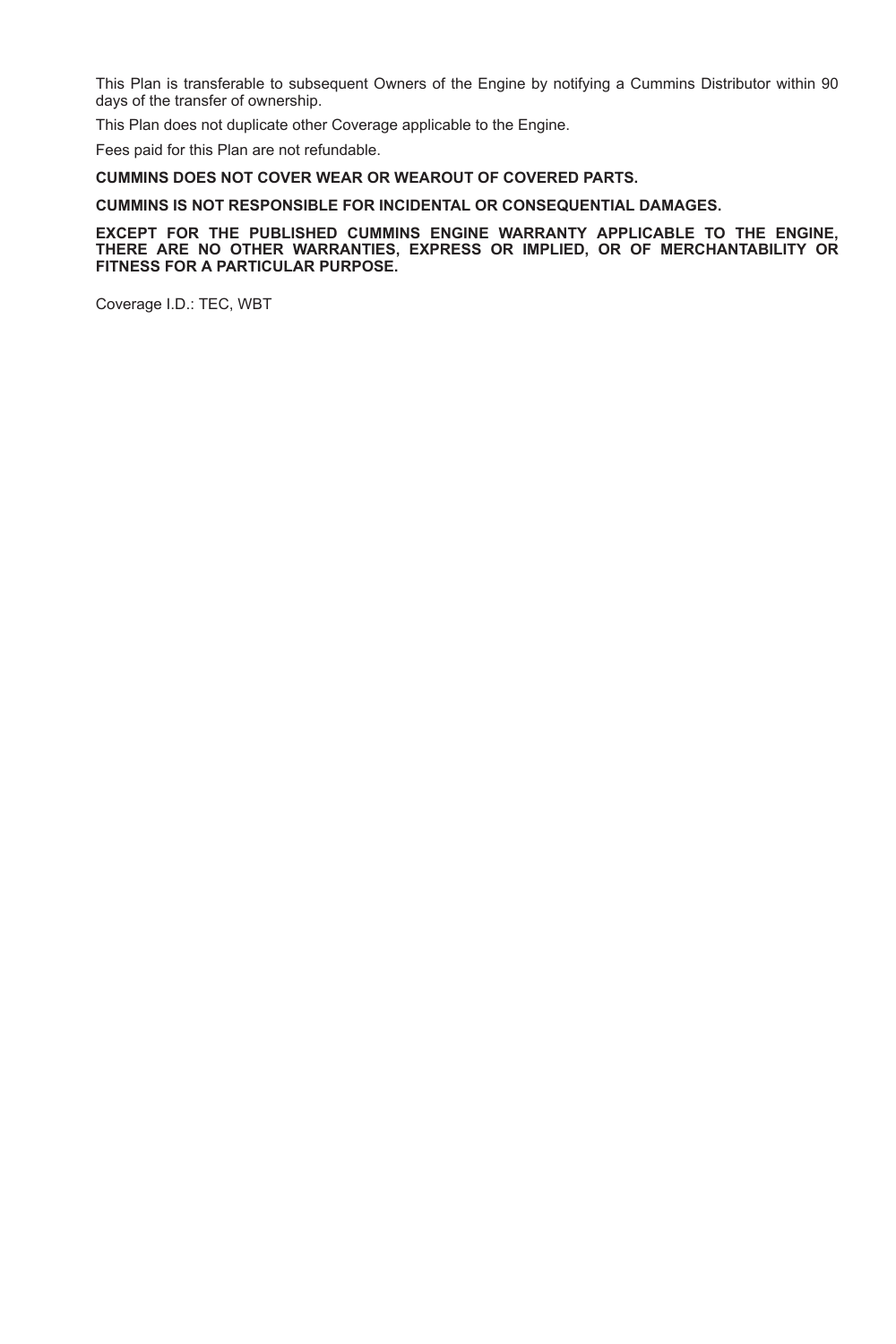This Plan is transferable to subsequent Owners of the Engine by notifying a Cummins Distributor within 90 days of the transfer of ownership.

This Plan does not duplicate other Coverage applicable to the Engine.

Fees paid for this Plan are not refundable.

**CUMMINS DOES NOT COVER WEAR OR WEAROUT OF COVERED PARTS.**

**CUMMINS IS NOT RESPONSIBLE FOR INCIDENTAL OR CONSEQUENTIAL DAMAGES.**

**EXCEPT FOR THE PUBLISHED CUMMINS ENGINE WARRANTY APPLICABLE TO THE ENGINE, THERE ARE NO OTHER WARRANTIES, EXPRESS OR IMPLIED, OR OF MERCHANTABILITY OR FITNESS FOR A PARTICULAR PURPOSE.**

Coverage I.D.: TEC, WBT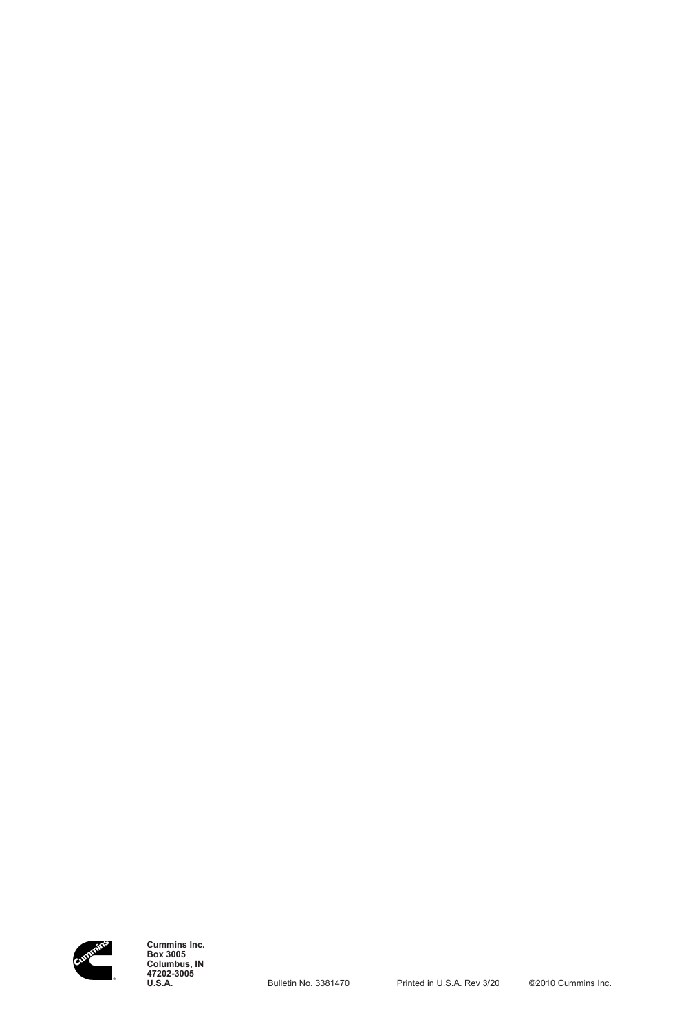**Cummins Inc.**
**Box 3005**
**Columbus, IN**
**47202-3005**
**U.S.A.**

Bulletin No. 3381470

Printed in U.S.A. Rev 3/20

©2010 Cummins Inc.